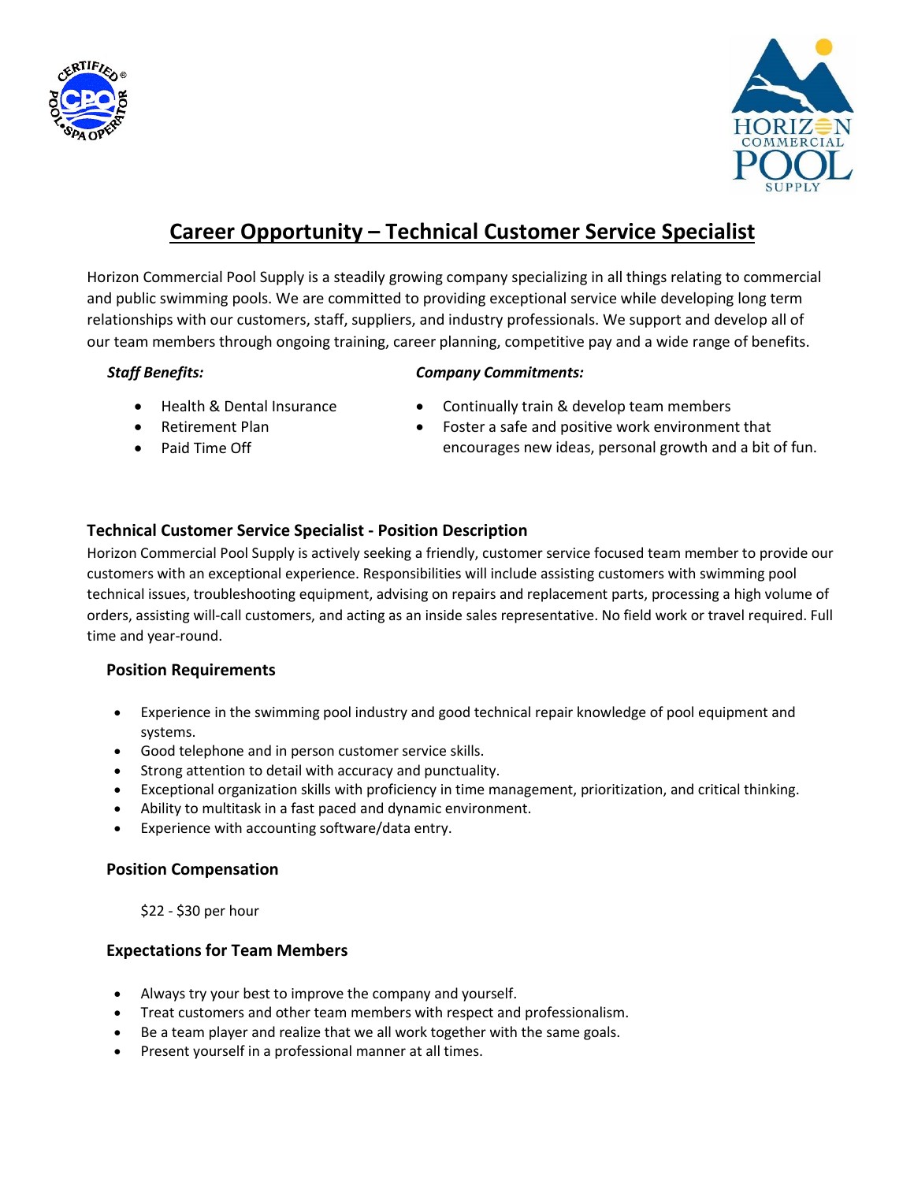# Career Opportunity – Technical Customer Service Specialist

Horizon Commercial Pool Supply is a steadily growing company specializing in all things relating to commercial and public swimming pools. We are committed to providing exceptional service while developing long term relationships with our customers, staff, suppliers, and industry professionals. We support and develop all of our team members through ongoing training, career planning, competitive pay and a wide range of benefits.

***Staff Benefits:***

- Health & Dental Insurance
- Retirement Plan
- Paid Time Off

***Company Commitments:***

- Continually train & develop team members
- Foster a safe and positive work environment that encourages new ideas, personal growth and a bit of fun.

## Technical Customer Service Specialist - Position Description

Horizon Commercial Pool Supply is actively seeking a friendly, customer service focused team member to provide our customers with an exceptional experience. Responsibilities will include assisting customers with swimming pool technical issues, troubleshooting equipment, advising on repairs and replacement parts, processing a high volume of orders, assisting will-call customers, and acting as an inside sales representative. No field work or travel required. Full time and year-round.

### Position Requirements

- Experience in the swimming pool industry and good technical repair knowledge of pool equipment and systems.
- Good telephone and in person customer service skills.
- Strong attention to detail with accuracy and punctuality.
- Exceptional organization skills with proficiency in time management, prioritization, and critical thinking.
- Ability to multitask in a fast paced and dynamic environment.
- Experience with accounting software/data entry.

### Position Compensation

$22 - $30 per hour

### Expectations for Team Members

- Always try your best to improve the company and yourself.
- Treat customers and other team members with respect and professionalism.
- Be a team player and realize that we all work together with the same goals.
- Present yourself in a professional manner at all times.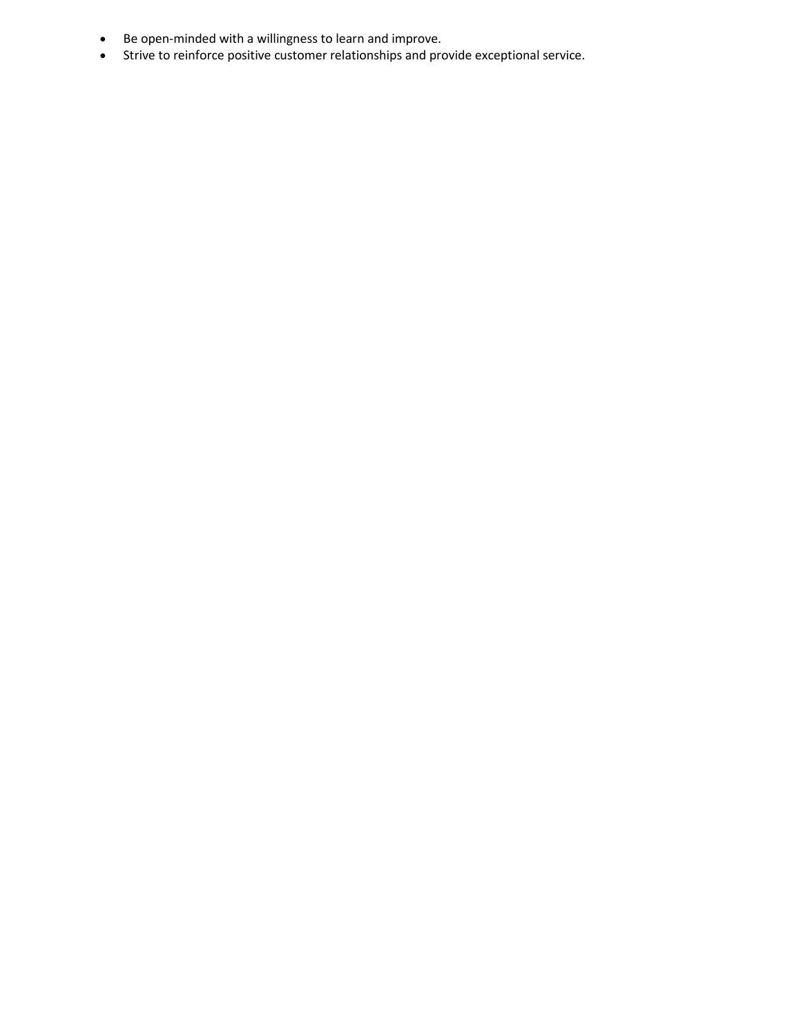- Be open-minded with a willingness to learn and improve.
- Strive to reinforce positive customer relationships and provide exceptional service.